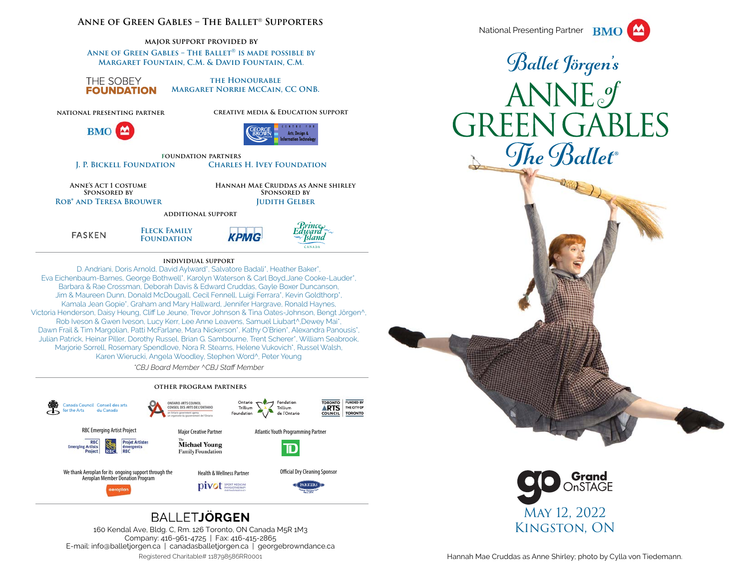# Anne of Green Gables – The Ballet® Supporters

**MAJOR SUPPORT PROVIDED BY**

Anne of Green Gables – The Ballet® is made possible by
Margaret Fountain, C.M. & David Fountain, C.M.

THE SOBEY FOUNDATION

The Honourable Margaret Norrie McCain, CC ONB.

**NATIONAL PRESENTING PARTNER**

BMO

**CREATIVE MEDIA & EDUCATION SUPPORT**

George Brown College – Centre for Arts, Design & Information Technology

**FOUNDATION PARTNERS**

J. P. Bickell Foundation

Charles H. Ivey Foundation

**ANNE'S ACT 1 COSTUME SPONSORED BY**

Rob* and Teresa Brouwer

**HANNAH MAE CRUDDAS AS ANNE SHIRLEY SPONSORED BY**

Judith Gelber

**ADDITIONAL SUPPORT**

FASKEN

Fleck Family Foundation

KPMG

Prince Edward Island Canada

**INDIVIDUAL SUPPORT**

D. Andriani, Doris Arnold, David Aylward*, Salvatore Badali*, Heather Baker*, Eva Eichenbaum-Barnes, George Bothwell*, Karolyn Waterson & Carl Boyd,Jane Cooke-Lauder*, Barbara & Rae Crossman, Deborah Davis & Edward Cruddas, Gayle Boxer Duncanson, Jim & Maureen Dunn, Donald McDougall, Cecil Fennell, Luigi Ferrara*, Kevin Goldthorp*, Kamala Jean Gopie*, Graham and Mary Hallward, Jennifer Hargrave, Ronald Haynes, Victoria Henderson, Daisy Heung, Cliff Le Jeune, Trevor Johnson & Tina Oates-Johnson, Bengt Jörgen^, Rob Iveson & Gwen Iveson, Lucy Kerr, Lee Anne Leavens, Samuel Liubart^,Dewey Mai*, Dawn Frail & Tim Margolian, Patti McFarlane, Mara Nickerson*, Kathy O'Brien*, Alexandra Panousis*, Julian Patrick, Heinar Piller, Dorothy Russel, Brian G. Sambourne, Trent Scherer*, William Seabrook, Marjorie Sorrell, Rosemary Spendlove, Nora R. Stearns, Helene Vukovich*, Russel Walsh, Karen Wierucki, Angela Woodley, Stephen Word^, Peter Yeung

*\*CBJ Board Member ^CBJ Staff Member*

**OTHER PROGRAM PARTNERS**

Canada Council for the Arts / Conseil des arts du Canada

Ontario Arts Council / Conseil des arts de l'Ontario – an Ontario government agency / un organisme du gouvernement de l'Ontario

Ontario Trillium Foundation / Fondation Trillium de l'Ontario

Toronto Arts Council – Funded by the City of Toronto

RBC Emerging Artist Project – RBC Emerging Artists Project / Projet Artistes émergents RBC

Major Creative Partner – The Michael Young Family Foundation

Atlantic Youth Programming Partner – TD

We thank Aeroplan for its ongoing support through the Aeroplan Member Donation Program – aeroplan

Health & Wellness Partner – pivot Sport Medicine Physiotherapy Orthopaedics

Official Dry Cleaning Sponsor – Parkers

**BALLETJÖRGEN**

160 Kendal Ave, Bldg. C, Rm. 126 Toronto, ON Canada M5R 1M3
Company: 416-961-4725 | Fax: 416-415-2865
E-mail: info@balletjorgen.ca | canadasballetjorgen.ca | georgebrowndance.ca

Registered Charitable# 118798586RR0001

National Presenting Partner BMO

# Ballet Jörgen's ANNE of GREEN GABLES The Ballet®

Grand OnSTAGE

May 12, 2022
Kingston, ON

Hannah Mae Cruddas as Anne Shirley; photo by Cylla von Tiedemann.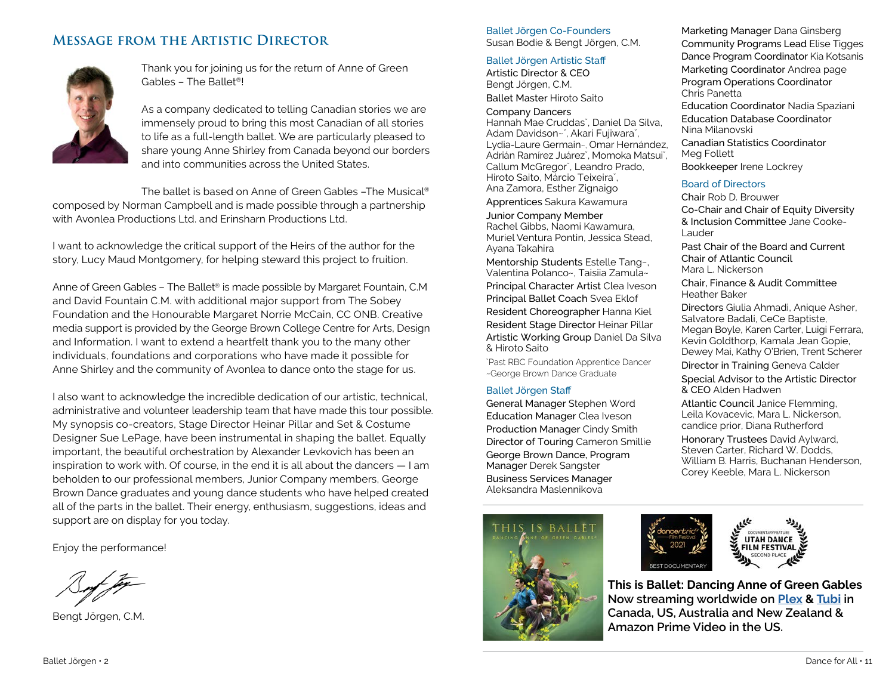## Message from the Artistic Director

Thank you for joining us for the return of Anne of Green Gables – The Ballet®!

As a company dedicated to telling Canadian stories we are immensely proud to bring this most Canadian of all stories to life as a full-length ballet. We are particularly pleased to share young Anne Shirley from Canada beyond our borders and into communities across the United States.

The ballet is based on Anne of Green Gables –The Musical® composed by Norman Campbell and is made possible through a partnership with Avonlea Productions Ltd. and Erinsharn Productions Ltd.

I want to acknowledge the critical support of the Heirs of the author for the story, Lucy Maud Montgomery, for helping steward this project to fruition.

Anne of Green Gables – The Ballet® is made possible by Margaret Fountain, C.M and David Fountain C.M. with additional major support from The Sobey Foundation and the Honourable Margaret Norrie McCain, CC ONB. Creative media support is provided by the George Brown College Centre for Arts, Design and Information. I want to extend a heartfelt thank you to the many other individuals, foundations and corporations who have made it possible for Anne Shirley and the community of Avonlea to dance onto the stage for us.

I also want to acknowledge the incredible dedication of our artistic, technical, administrative and volunteer leadership team that have made this tour possible. My synopsis co-creators, Stage Director Heinar Pillar and Set & Costume Designer Sue LePage, have been instrumental in shaping the ballet. Equally important, the beautiful orchestration by Alexander Levkovich has been an inspiration to work with. Of course, in the end it is all about the dancers — I am beholden to our professional members, Junior Company members, George Brown Dance graduates and young dance students who have helped created all of the parts in the ballet. Their energy, enthusiasm, suggestions, ideas and support are on display for you today.

Enjoy the performance!

Bengt Jörgen, C.M.

### Ballet Jörgen Co-Founders
Susan Bodie & Bengt Jörgen, C.M.

### Ballet Jörgen Artistic Staff
**Artistic Director & CEO**
Bengt Jörgen, C.M.

**Ballet Master** Hiroto Saito

**Company Dancers**
Hannah Mae Cruddas˘, Daniel Da Silva, Adam Davidson~˘, Akari Fujiwara˘, Lydia-Laure Germain~, Omar Hernández, Adrián Ramirez Juárez˘, Momoka Matsui˘, Callum McGregor˘, Leandro Prado, Hiroto Saito, Márcio Teixeira˘, Ana Zamora, Esther Zignaigo

**Apprentices** Sakura Kawamura

**Junior Company Member**
Rachel Gibbs, Naomi Kawamura, Muriel Ventura Pontin, Jessica Stead, Ayana Takahira

**Mentorship Students** Estelle Tang~, Valentina Polanco~, Taisiia Zamula~

**Principal Character Artist** Clea Iveson

**Principal Ballet Coach** Svea Eklof

**Resident Choreographer** Hanna Kiel

**Resident Stage Director** Heinar Pillar

**Artistic Working Group** Daniel Da Silva & Hiroto Saito

˘Past RBC Foundation Apprentice Dancer
~George Brown Dance Graduate

### Ballet Jörgen Staff
**General Manager** Stephen Word

**Education Manager** Clea Iveson

**Production Manager** Cindy Smith

**Director of Touring** Cameron Smillie

**George Brown Dance, Program Manager** Derek Sangster

**Business Services Manager**
Aleksandra Maslennikova

**Marketing Manager** Dana Ginsberg

**Community Programs Lead** Elise Tigges

**Dance Program Coordinator** Kia Kotsanis

**Marketing Coordinator** Andrea page

**Program Operations Coordinator**
Chris Panetta

**Education Coordinator** Nadia Spaziani

**Education Database Coordinator**
Nina Milanovski

**Canadian Statistics Coordinator**
Meg Follett

**Bookkeeper** Irene Lockrey

### Board of Directors
**Chair** Rob D. Brouwer

**Co-Chair and Chair of Equity Diversity & Inclusion Committee** Jane Cooke-Lauder

**Past Chair of the Board and Current Chair of Atlantic Council**
Mara L. Nickerson

**Chair, Finance & Audit Committee**
Heather Baker

**Directors** Giulia Ahmadi, Anique Asher, Salvatore Badali, CeCe Baptiste, Megan Boyle, Karen Carter, Luigi Ferrara, Kevin Goldthorp, Kamala Jean Gopie, Dewey Mai, Kathy O'Brien, Trent Scherer

**Director in Training** Geneva Calder

**Special Advisor to the Artistic Director & CEO** Alden Hadwen

**Atlantic Council** Janice Flemming, Leila Kovacevic, Mara L. Nickerson, candice prior, Diana Rutherford

**Honorary Trustees** David Aylward, Steven Carter, Richard W. Dodds, William B. Harris, Buchanan Henderson, Corey Keeble, Mara L. Nickerson

**This is Ballet: Dancing Anne of Green Gables Now streaming worldwide on Plex & Tubi in Canada, US, Australia and New Zealand & Amazon Prime Video in the US.**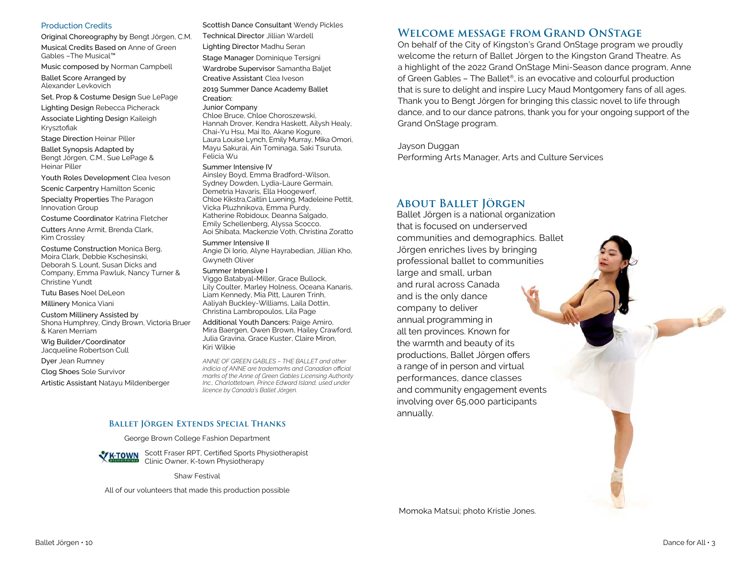## Production Credits

Original Choreography by Bengt Jörgen, C.M.

Musical Credits Based on Anne of Green Gables –The Musical™

Music composed by Norman Campbell

Ballet Score Arranged by Alexander Levkovich

Set, Prop & Costume Design Sue LePage

Lighting Design Rebecca Picherack

Associate Lighting Design Kaileigh Krysztofiak

Stage Direction Heinar Piller

Ballet Synopsis Adapted by Bengt Jörgen, C.M., Sue LePage & Heinar Piller

Youth Roles Development Clea Iveson

Scenic Carpentry Hamilton Scenic

Specialty Properties The Paragon Innovation Group

Costume Coordinator Katrina Fletcher

Cutters Anne Armit, Brenda Clark, Kim Crossley

Costume Construction Monica Berg, Moira Clark, Debbie Kschesinski, Deborah S. Lount, Susan Dicks and Company, Emma Pawluk, Nancy Turner & Christine Yundt

Tutu Bases Noel DeLeon

Millinery Monica Viani

Custom Millinery Assisted by Shona Humphrey, Cindy Brown, Victoria Bruer & Karen Merriam

Wig Builder/Coordinator Jacqueline Robertson Cull

Dyer Jean Rumney

Clog Shoes Sole Survivor

Artistic Assistant Natayu Mildenberger

Scottish Dance Consultant Wendy Pickles

Technical Director Jillian Wardell

Lighting Director Madhu Seran

Stage Manager Dominique Tersigni

Wardrobe Supervisor Samantha Baljet

Creative Assistant Clea Iveson

2019 Summer Dance Academy Ballet Creation:

Junior Company
Chloe Bruce, Chloe Choroszewski, Hannah Drover, Kendra Haskett, Ailysh Healy, Chai-Yu Hsu, Mai Ito, Akane Kogure, Laura Louise Lynch, Emily Murray, Mika Omori, Mayu Sakurai, Ain Tominaga, Saki Tsuruta, Felicia Wu

Summer Intensive IV
Ainsley Boyd, Emma Bradford-Wilson, Sydney Dowden, Lydia-Laure Germain, Demetria Havaris, Ella Hoogewerf, Chloe Kikstra,Caitlin Luening, Madeleine Pettit, Vicka Pluzhnikova, Emma Purdy, Katherine Robidoux, Deanna Salgado, Emily Schellenberg, Alyssa Scocco, Aoi Shibata, Mackenzie Voth, Christina Zoratto

Summer Intensive II
Angie Di Iorio, Alyne Hayrabedian, Jillian Kho, Gwyneth Oliver

Summer Intensive I
Viggo Batabyal-Miller, Grace Bullock, Lily Coulter, Marley Holness, Oceana Kanaris, Liam Kennedy, Mia Pitt, Lauren Trinh, Aaliyah Buckley-Williams, Laila Dottin, Christina Lambropoulos, Lila Page

Additional Youth Dancers: Paige Amiro, Mira Baergen, Owen Brown, Hailey Crawford, Julia Gravina, Grace Kuster, Claire Miron, Kiri Wilkie

*ANNE OF GREEN GABLES – THE BALLET and other indicia of ANNE are trademarks and Canadian official marks of the Anne of Green Gables Licensing Authority Inc., Charlottetown, Prince Edward Island, used under licence by Canada's Ballet Jörgen.*

### Ballet Jörgen Extends Special Thanks

George Brown College Fashion Department

Scott Fraser RPT, Certified Sports Physiotherapist Clinic Owner, K-town Physiotherapy

Shaw Festival

All of our volunteers that made this production possible

## Welcome message from Grand OnStage

On behalf of the City of Kingston's Grand OnStage program we proudly welcome the return of Ballet Jörgen to the Kingston Grand Theatre. As a highlight of the 2022 Grand OnStage Mini-Season dance program, Anne of Green Gables – The Ballet®, is an evocative and colourful production that is sure to delight and inspire Lucy Maud Montgomery fans of all ages. Thank you to Bengt Jörgen for bringing this classic novel to life through dance, and to our dance patrons, thank you for your ongoing support of the Grand OnStage program.

Jayson Duggan
Performing Arts Manager, Arts and Culture Services

## About Ballet Jörgen

Ballet Jörgen is a national organization that is focused on underserved communities and demographics. Ballet Jörgen enriches lives by bringing professional ballet to communities large and small, urban and rural across Canada and is the only dance company to deliver annual programming in all ten provinces. Known for the warmth and beauty of its productions, Ballet Jörgen offers a range of in person and virtual performances, dance classes and community engagement events involving over 65,000 participants annually.

Momoka Matsui; photo Kristie Jones.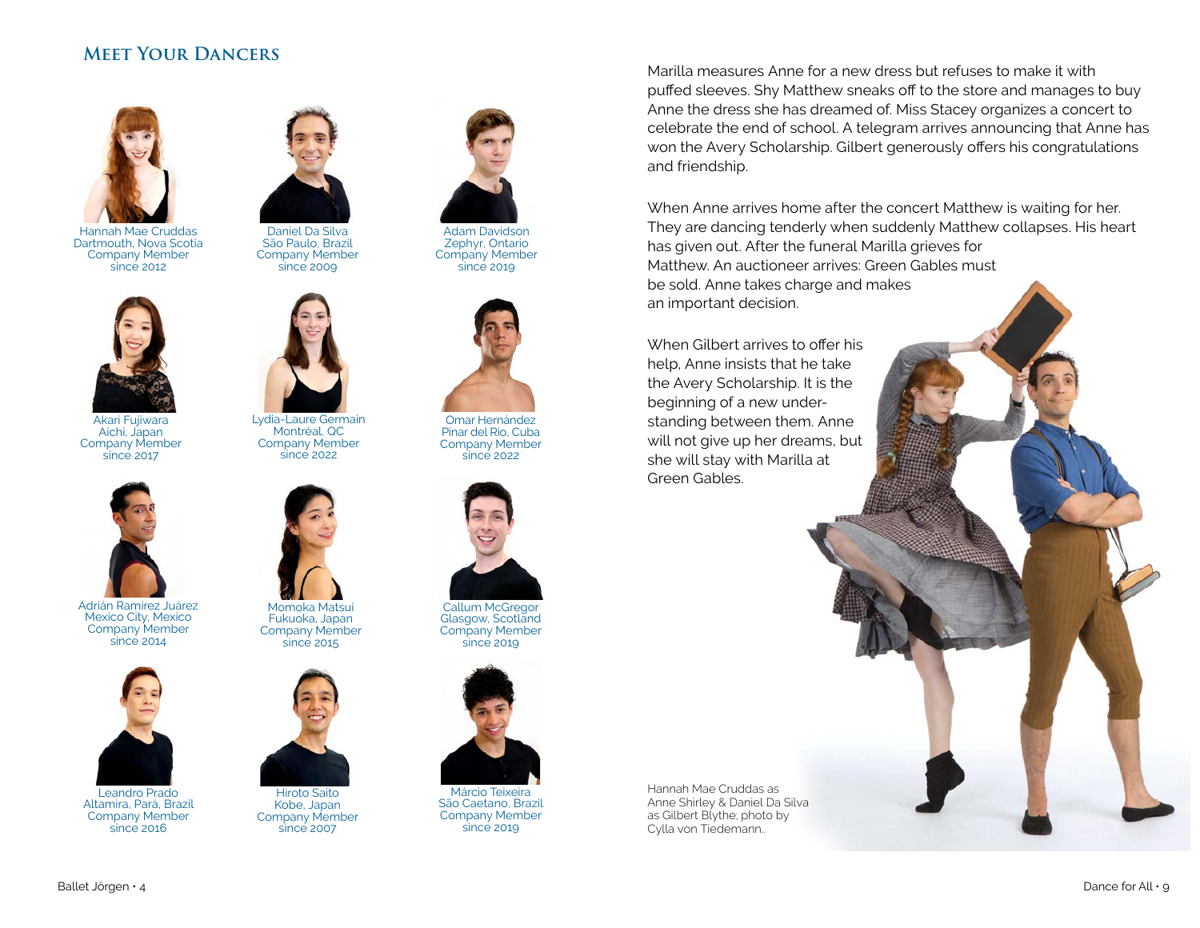## Meet Your Dancers

Hannah Mae Cruddas
Dartmouth, Nova Scotia
Company Member
since 2012

Daniel Da Silva
São Paulo, Brazil
Company Member
since 2009

Adam Davidson
Zephyr, Ontario
Company Member
since 2019

Akari Fujiwara
Aichi, Japan
Company Member
since 2017

Lydia-Laure Germain
Montréal, QC
Company Member
since 2022

Omar Hernández
Pinar del Rio, Cuba
Company Member
since 2022

Adrián Ramírez Juárez
Mexico City, Mexico
Company Member
since 2014

Momoka Matsui
Fukuoka, Japan
Company Member
since 2015

Callum McGregor
Glasgow, Scotland
Company Member
since 2019

Leandro Prado
Altamira, Pará, Brazil
Company Member
since 2016

Hiroto Saito
Kobe, Japan
Company Member
since 2007

Márcio Teixeira
São Caetano, Brazil
Company Member
since 2019

Marilla measures Anne for a new dress but refuses to make it with puffed sleeves. Shy Matthew sneaks off to the store and manages to buy Anne the dress she has dreamed of. Miss Stacey organizes a concert to celebrate the end of school. A telegram arrives announcing that Anne has won the Avery Scholarship. Gilbert generously offers his congratulations and friendship.

When Anne arrives home after the concert Matthew is waiting for her. They are dancing tenderly when suddenly Matthew collapses. His heart has given out. After the funeral Marilla grieves for Matthew. An auctioneer arrives: Green Gables must be sold. Anne takes charge and makes an important decision.

When Gilbert arrives to offer his help, Anne insists that he take the Avery Scholarship. It is the beginning of a new understanding between them. Anne will not give up her dreams, but she will stay with Marilla at Green Gables.

Hannah Mae Cruddas as Anne Shirley & Daniel Da Silva as Gilbert Blythe; photo by Cylla von Tiedemann.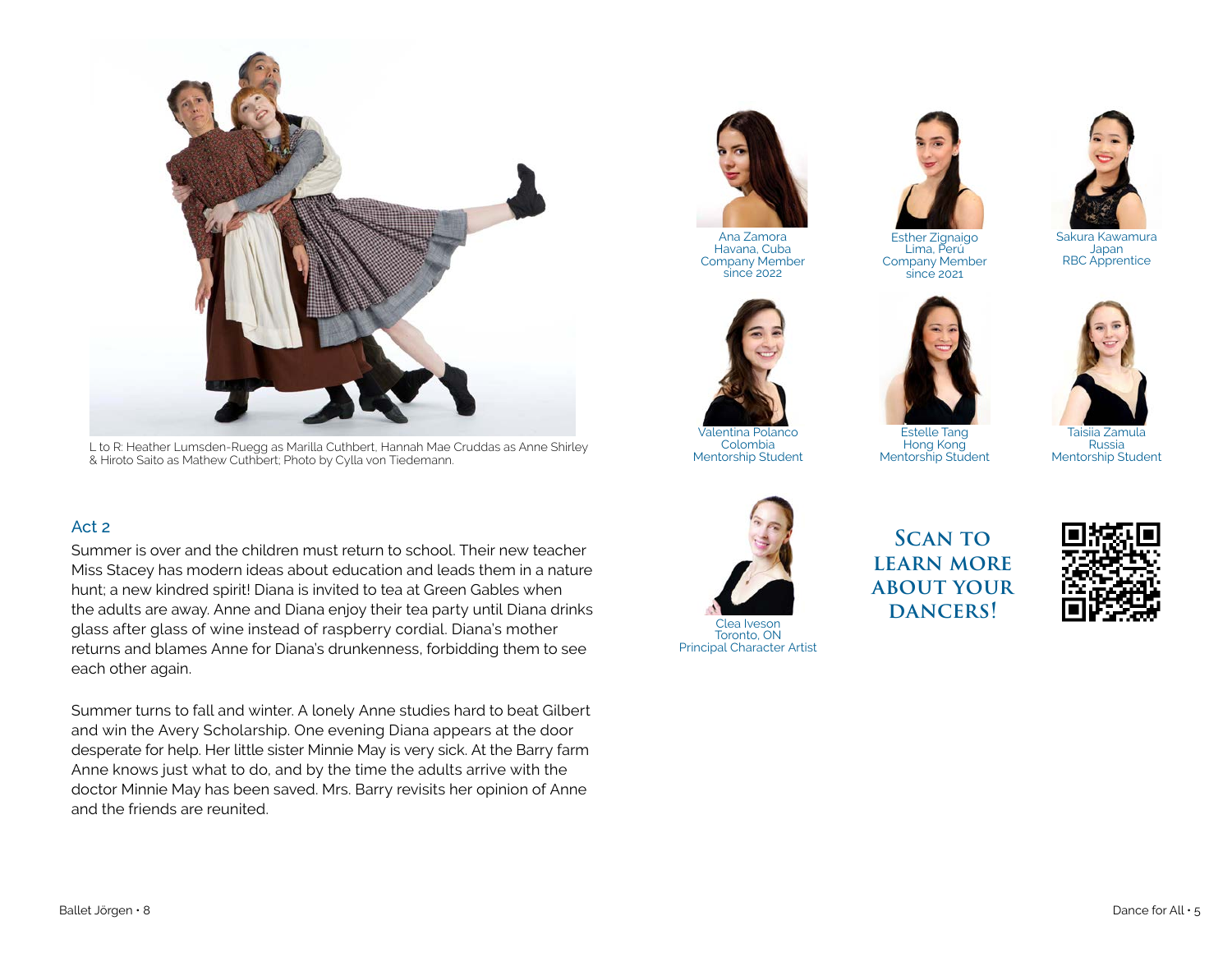L to R: Heather Lumsden-Ruegg as Marilla Cuthbert, Hannah Mae Cruddas as Anne Shirley & Hiroto Saito as Mathew Cuthbert; Photo by Cylla von Tiedemann.

## Act 2

Summer is over and the children must return to school. Their new teacher Miss Stacey has modern ideas about education and leads them in a nature hunt; a new kindred spirit! Diana is invited to tea at Green Gables when the adults are away. Anne and Diana enjoy their tea party until Diana drinks glass after glass of wine instead of raspberry cordial. Diana's mother returns and blames Anne for Diana's drunkenness, forbidding them to see each other again.

Summer turns to fall and winter. A lonely Anne studies hard to beat Gilbert and win the Avery Scholarship. One evening Diana appears at the door desperate for help. Her little sister Minnie May is very sick. At the Barry farm Anne knows just what to do, and by the time the adults arrive with the doctor Minnie May has been saved. Mrs. Barry revisits her opinion of Anne and the friends are reunited.

Ana Zamora
Havana, Cuba
Company Member
since 2022

Esther Zignaigo
Lima, Perú
Company Member
since 2021

Sakura Kawamura
Japan
RBC Apprentice

Valentina Polanco
Colombia
Mentorship Student

Estelle Tang
Hong Kong
Mentorship Student

Taisiia Zamula
Russia
Mentorship Student

Clea Iveson
Toronto, ON
Principal Character Artist

**Scan to learn more about your dancers!**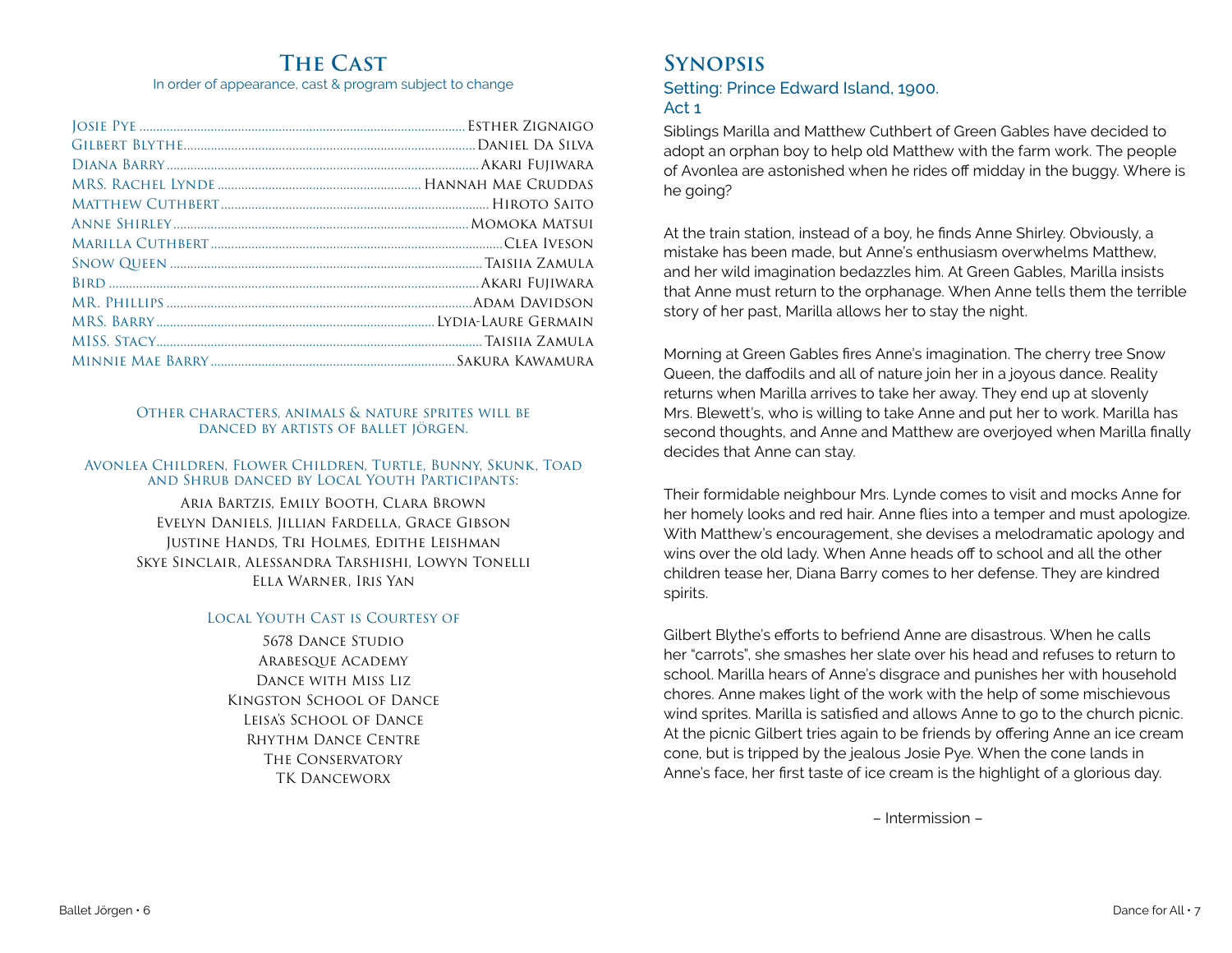## The Cast

In order of appearance, cast & program subject to change

| | |
|---|---|
| Josie Pye | Esther Zignaigo |
| Gilbert Blythe | Daniel Da Silva |
| Diana Barry | Akari Fujiwara |
| Mrs. Rachel Lynde | Hannah Mae Cruddas |
| Matthew Cuthbert | Hiroto Saito |
| Anne Shirley | Momoka Matsui |
| Marilla Cuthbert | Clea Iveson |
| Snow Queen | Taisiia Zamula |
| Bird | Akari Fujiwara |
| Mr. Phillips | Adam Davidson |
| Mrs. Barry | Lydia-Laure Germain |
| Miss. Stacy | Taisiia Zamula |
| Minnie Mae Barry | Sakura Kawamura |

Other characters, animals & nature sprites will be danced by artists of Ballet Jörgen.

Avonlea Children, Flower Children, Turtle, Bunny, Skunk, Toad and Shrub danced by Local Youth Participants:

Aria Bartzis, Emily Booth, Clara Brown
Evelyn Daniels, Jillian Fardella, Grace Gibson
Justine Hands, Tri Holmes, Edithe Leishman
Skye Sinclair, Alessandra Tarshishi, Lowyn Tonelli
Ella Warner, Iris Yan

Local Youth Cast is Courtesy of

5678 Dance Studio
Arabesque Academy
Dance with Miss Liz
Kingston School of Dance
Leisa's School of Dance
Rhythm Dance Centre
The Conservatory
TK Danceworx

## Synopsis

### Setting: Prince Edward Island, 1900.

### Act 1

Siblings Marilla and Matthew Cuthbert of Green Gables have decided to adopt an orphan boy to help old Matthew with the farm work. The people of Avonlea are astonished when he rides off midday in the buggy. Where is he going?

At the train station, instead of a boy, he finds Anne Shirley. Obviously, a mistake has been made, but Anne's enthusiasm overwhelms Matthew, and her wild imagination bedazzles him. At Green Gables, Marilla insists that Anne must return to the orphanage. When Anne tells them the terrible story of her past, Marilla allows her to stay the night.

Morning at Green Gables fires Anne's imagination. The cherry tree Snow Queen, the daffodils and all of nature join her in a joyous dance. Reality returns when Marilla arrives to take her away. They end up at slovenly Mrs. Blewett's, who is willing to take Anne and put her to work. Marilla has second thoughts, and Anne and Matthew are overjoyed when Marilla finally decides that Anne can stay.

Their formidable neighbour Mrs. Lynde comes to visit and mocks Anne for her homely looks and red hair. Anne flies into a temper and must apologize. With Matthew's encouragement, she devises a melodramatic apology and wins over the old lady. When Anne heads off to school and all the other children tease her, Diana Barry comes to her defense. They are kindred spirits.

Gilbert Blythe's efforts to befriend Anne are disastrous. When he calls her "carrots", she smashes her slate over his head and refuses to return to school. Marilla hears of Anne's disgrace and punishes her with household chores. Anne makes light of the work with the help of some mischievous wind sprites. Marilla is satisfied and allows Anne to go to the church picnic. At the picnic Gilbert tries again to be friends by offering Anne an ice cream cone, but is tripped by the jealous Josie Pye. When the cone lands in Anne's face, her first taste of ice cream is the highlight of a glorious day.

– Intermission –